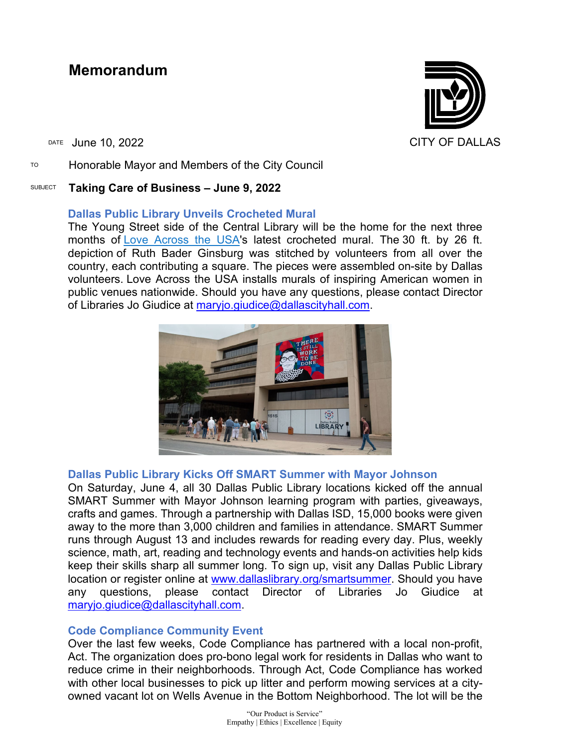# Memorandum

CITY OF DALLAS

DATE June 10, 2022

TO Honorable Mayor and Members of the City Council

SUBJECT **Taking Care of Business – June 9, 2022**

## Dallas Public Library Unveils Crocheted Mural

The Young Street side of the Central Library will be the home for the next three months of Love Across the USA's latest crocheted mural. The 30 ft. by 26 ft. depiction of Ruth Bader Ginsburg was stitched by volunteers from all over the country, each contributing a square. The pieces were assembled on-site by Dallas volunteers. Love Across the USA installs murals of inspiring American women in public venues nationwide. Should you have any questions, please contact Director of Libraries Jo Giudice at maryjo.giudice@dallascityhall.com.

## Dallas Public Library Kicks Off SMART Summer with Mayor Johnson

On Saturday, June 4, all 30 Dallas Public Library locations kicked off the annual SMART Summer with Mayor Johnson learning program with parties, giveaways, crafts and games. Through a partnership with Dallas ISD, 15,000 books were given away to the more than 3,000 children and families in attendance. SMART Summer runs through August 13 and includes rewards for reading every day. Plus, weekly science, math, art, reading and technology events and hands-on activities help kids keep their skills sharp all summer long. To sign up, visit any Dallas Public Library location or register online at www.dallaslibrary.org/smartsummer. Should you have any questions, please contact Director of Libraries Jo Giudice at maryjo.giudice@dallascityhall.com.

## Code Compliance Community Event

Over the last few weeks, Code Compliance has partnered with a local non-profit, Act. The organization does pro-bono legal work for residents in Dallas who want to reduce crime in their neighborhoods. Through Act, Code Compliance has worked with other local businesses to pick up litter and perform mowing services at a city-owned vacant lot on Wells Avenue in the Bottom Neighborhood. The lot will be the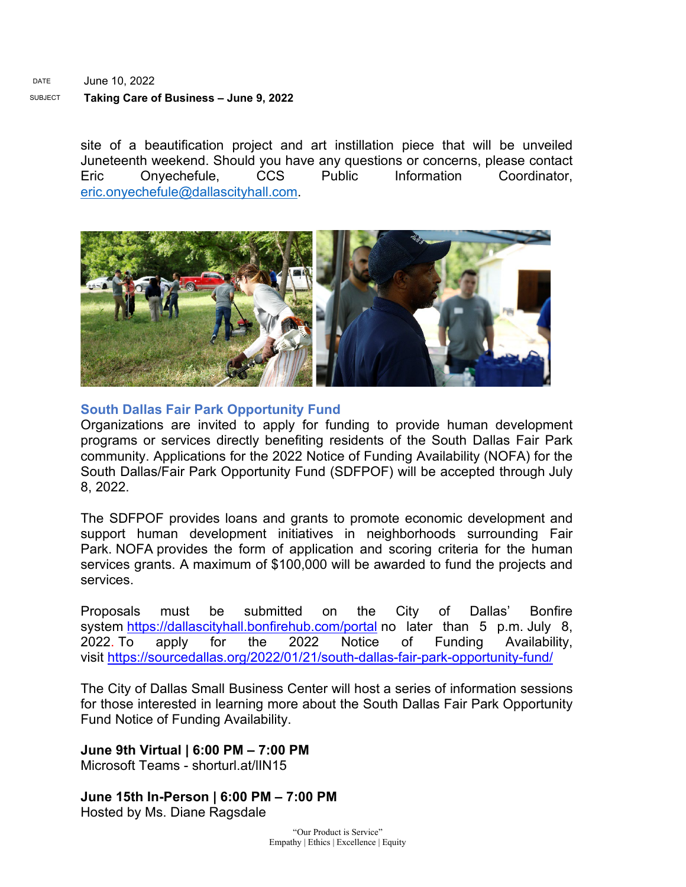DATE June 10, 2022

SUBJECT **Taking Care of Business – June 9, 2022**

site of a beautification project and art instillation piece that will be unveiled Juneteenth weekend. Should you have any questions or concerns, please contact Eric Onyechefule, CCS Public Information Coordinator, eric.onyechefule@dallascityhall.com.

## South Dallas Fair Park Opportunity Fund

Organizations are invited to apply for funding to provide human development programs or services directly benefiting residents of the South Dallas Fair Park community. Applications for the 2022 Notice of Funding Availability (NOFA) for the South Dallas/Fair Park Opportunity Fund (SDFPOF) will be accepted through July 8, 2022.

The SDFPOF provides loans and grants to promote economic development and support human development initiatives in neighborhoods surrounding Fair Park. NOFA provides the form of application and scoring criteria for the human services grants. A maximum of $100,000 will be awarded to fund the projects and services.

Proposals must be submitted on the City of Dallas' Bonfire system https://dallascityhall.bonfirehub.com/portal no later than 5 p.m. July 8, 2022. To apply for the 2022 Notice of Funding Availability, visit https://sourcedallas.org/2022/01/21/south-dallas-fair-park-opportunity-fund/

The City of Dallas Small Business Center will host a series of information sessions for those interested in learning more about the South Dallas Fair Park Opportunity Fund Notice of Funding Availability.

**June 9th Virtual | 6:00 PM – 7:00 PM**
Microsoft Teams - shorturl.at/lIN15

**June 15th In-Person | 6:00 PM – 7:00 PM**
Hosted by Ms. Diane Ragsdale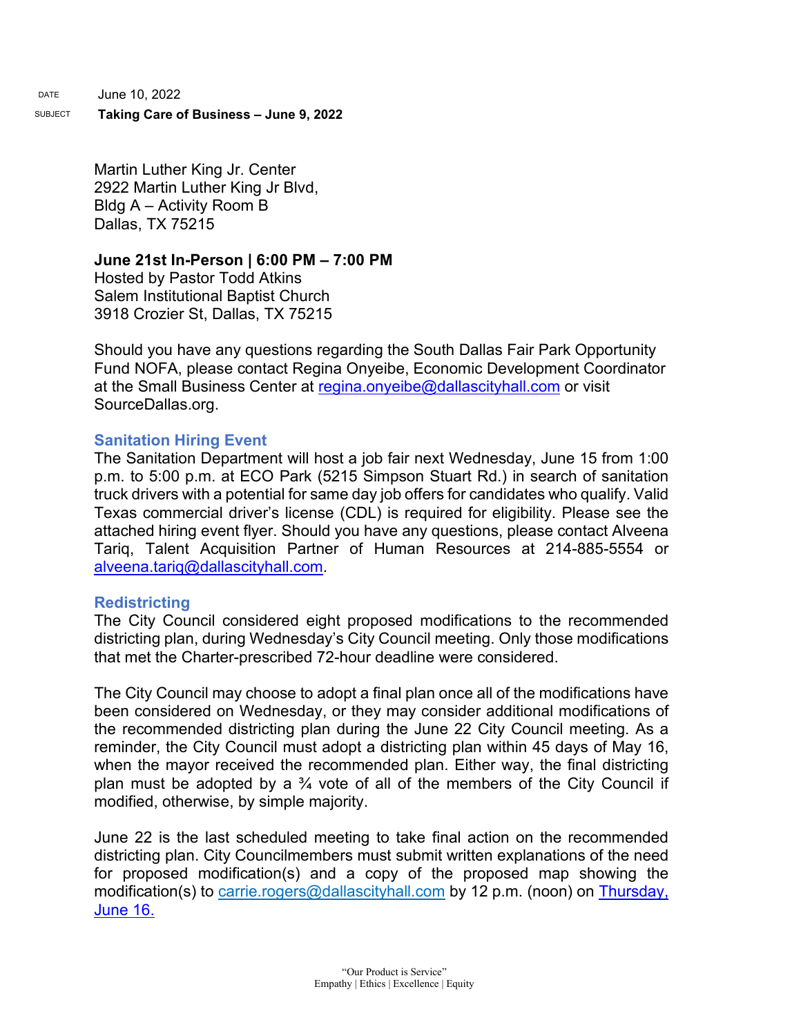DATE June 10, 2022

SUBJECT **Taking Care of Business – June 9, 2022**

Martin Luther King Jr. Center
2922 Martin Luther King Jr Blvd,
Bldg A – Activity Room B
Dallas, TX 75215

**June 21st In-Person | 6:00 PM – 7:00 PM**
Hosted by Pastor Todd Atkins
Salem Institutional Baptist Church
3918 Crozier St, Dallas, TX 75215

Should you have any questions regarding the South Dallas Fair Park Opportunity Fund NOFA, please contact Regina Onyeibe, Economic Development Coordinator at the Small Business Center at regina.onyeibe@dallascityhall.com or visit SourceDallas.org.

### Sanitation Hiring Event

The Sanitation Department will host a job fair next Wednesday, June 15 from 1:00 p.m. to 5:00 p.m. at ECO Park (5215 Simpson Stuart Rd.) in search of sanitation truck drivers with a potential for same day job offers for candidates who qualify. Valid Texas commercial driver's license (CDL) is required for eligibility. Please see the attached hiring event flyer. Should you have any questions, please contact Alveena Tariq, Talent Acquisition Partner of Human Resources at 214-885-5554 or alveena.tariq@dallascityhall.com.

### Redistricting

The City Council considered eight proposed modifications to the recommended districting plan, during Wednesday's City Council meeting. Only those modifications that met the Charter-prescribed 72-hour deadline were considered.

The City Council may choose to adopt a final plan once all of the modifications have been considered on Wednesday, or they may consider additional modifications of the recommended districting plan during the June 22 City Council meeting. As a reminder, the City Council must adopt a districting plan within 45 days of May 16, when the mayor received the recommended plan. Either way, the final districting plan must be adopted by a ¾ vote of all of the members of the City Council if modified, otherwise, by simple majority.

June 22 is the last scheduled meeting to take final action on the recommended districting plan. City Councilmembers must submit written explanations of the need for proposed modification(s) and a copy of the proposed map showing the modification(s) to carrie.rogers@dallascityhall.com by 12 p.m. (noon) on Thursday, June 16.

"Our Product is Service"
Empathy | Ethics | Excellence | Equity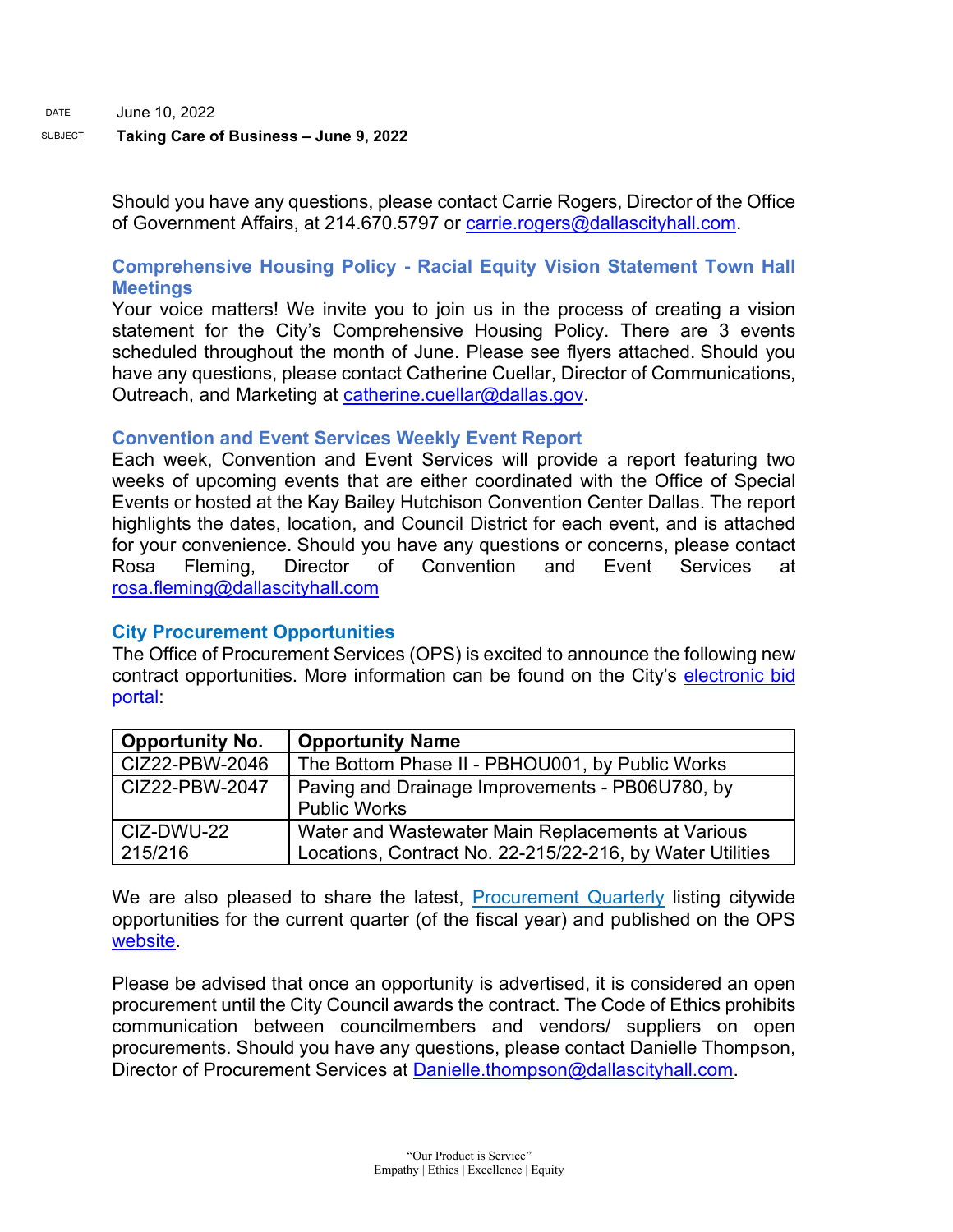DATE June 10, 2022

SUBJECT **Taking Care of Business – June 9, 2022**

Should you have any questions, please contact Carrie Rogers, Director of the Office of Government Affairs, at 214.670.5797 or carrie.rogers@dallascityhall.com.

### Comprehensive Housing Policy - Racial Equity Vision Statement Town Hall Meetings

Your voice matters! We invite you to join us in the process of creating a vision statement for the City's Comprehensive Housing Policy. There are 3 events scheduled throughout the month of June. Please see flyers attached. Should you have any questions, please contact Catherine Cuellar, Director of Communications, Outreach, and Marketing at catherine.cuellar@dallas.gov.

### Convention and Event Services Weekly Event Report

Each week, Convention and Event Services will provide a report featuring two weeks of upcoming events that are either coordinated with the Office of Special Events or hosted at the Kay Bailey Hutchison Convention Center Dallas. The report highlights the dates, location, and Council District for each event, and is attached for your convenience. Should you have any questions or concerns, please contact Rosa Fleming, Director of Convention and Event Services at rosa.fleming@dallascityhall.com

### City Procurement Opportunities

The Office of Procurement Services (OPS) is excited to announce the following new contract opportunities. More information can be found on the City's electronic bid portal:

| Opportunity No. | Opportunity Name |
|---|---|
| CIZ22-PBW-2046 | The Bottom Phase II - PBHOU001, by Public Works |
| CIZ22-PBW-2047 | Paving and Drainage Improvements - PB06U780, by Public Works |
| CIZ-DWU-22 215/216 | Water and Wastewater Main Replacements at Various Locations, Contract No. 22-215/22-216, by Water Utilities |

We are also pleased to share the latest, Procurement Quarterly listing citywide opportunities for the current quarter (of the fiscal year) and published on the OPS website.

Please be advised that once an opportunity is advertised, it is considered an open procurement until the City Council awards the contract. The Code of Ethics prohibits communication between councilmembers and vendors/ suppliers on open procurements. Should you have any questions, please contact Danielle Thompson, Director of Procurement Services at Danielle.thompson@dallascityhall.com.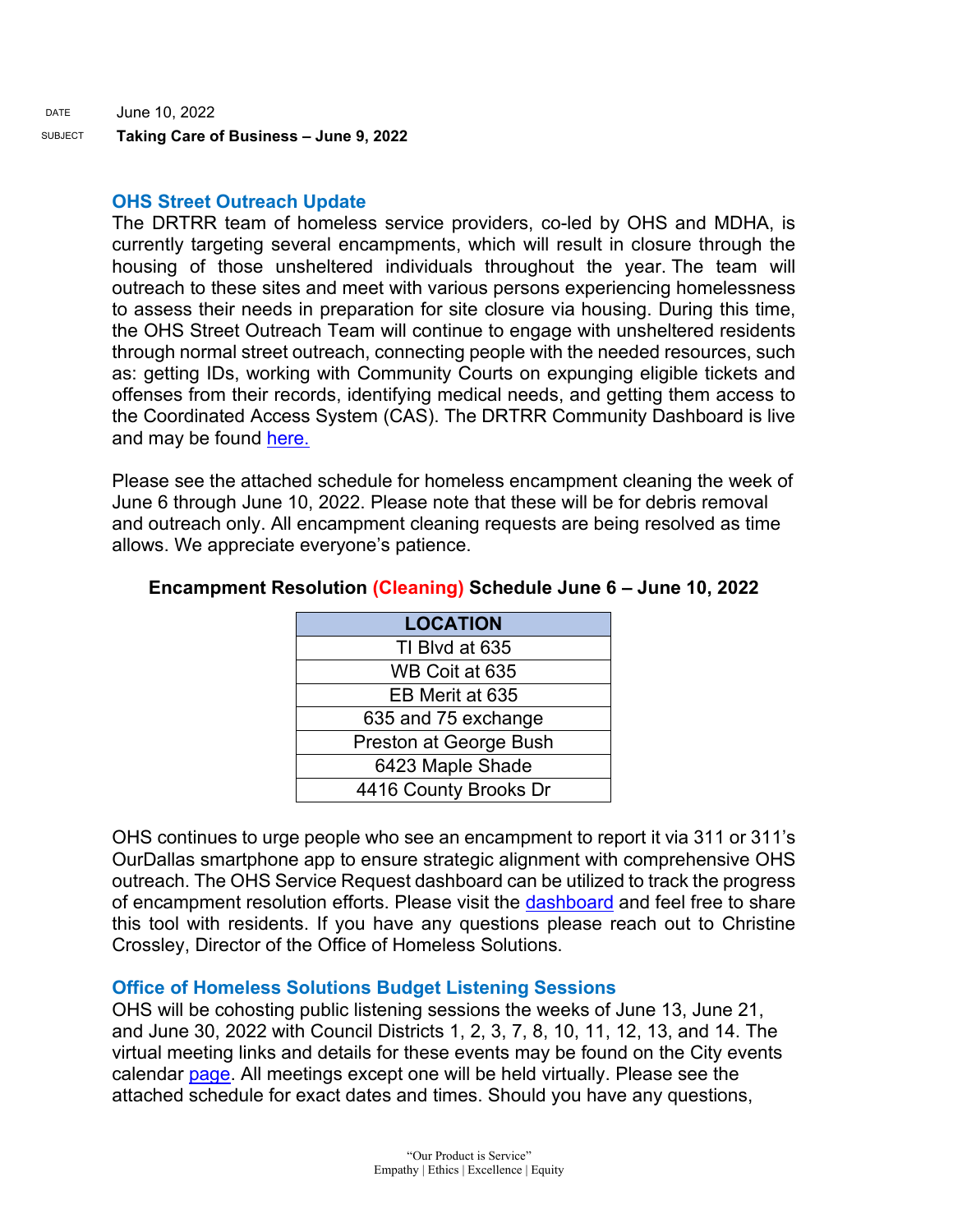DATE June 10, 2022

SUBJECT **Taking Care of Business – June 9, 2022**

## OHS Street Outreach Update

The DRTRR team of homeless service providers, co-led by OHS and MDHA, is currently targeting several encampments, which will result in closure through the housing of those unsheltered individuals throughout the year. The team will outreach to these sites and meet with various persons experiencing homelessness to assess their needs in preparation for site closure via housing. During this time, the OHS Street Outreach Team will continue to engage with unsheltered residents through normal street outreach, connecting people with the needed resources, such as: getting IDs, working with Community Courts on expunging eligible tickets and offenses from their records, identifying medical needs, and getting them access to the Coordinated Access System (CAS). The DRTRR Community Dashboard is live and may be found here.

Please see the attached schedule for homeless encampment cleaning the week of June 6 through June 10, 2022. Please note that these will be for debris removal and outreach only. All encampment cleaning requests are being resolved as time allows. We appreciate everyone's patience.

**Encampment Resolution (Cleaning) Schedule June 6 – June 10, 2022**

| LOCATION |
|---|
| TI Blvd at 635 |
| WB Coit at 635 |
| EB Merit at 635 |
| 635 and 75 exchange |
| Preston at George Bush |
| 6423 Maple Shade |
| 4416 County Brooks Dr |

OHS continues to urge people who see an encampment to report it via 311 or 311's OurDallas smartphone app to ensure strategic alignment with comprehensive OHS outreach. The OHS Service Request dashboard can be utilized to track the progress of encampment resolution efforts. Please visit the dashboard and feel free to share this tool with residents. If you have any questions please reach out to Christine Crossley, Director of the Office of Homeless Solutions.

## Office of Homeless Solutions Budget Listening Sessions

OHS will be cohosting public listening sessions the weeks of June 13, June 21, and June 30, 2022 with Council Districts 1, 2, 3, 7, 8, 10, 11, 12, 13, and 14. The virtual meeting links and details for these events may be found on the City events calendar page. All meetings except one will be held virtually. Please see the attached schedule for exact dates and times. Should you have any questions,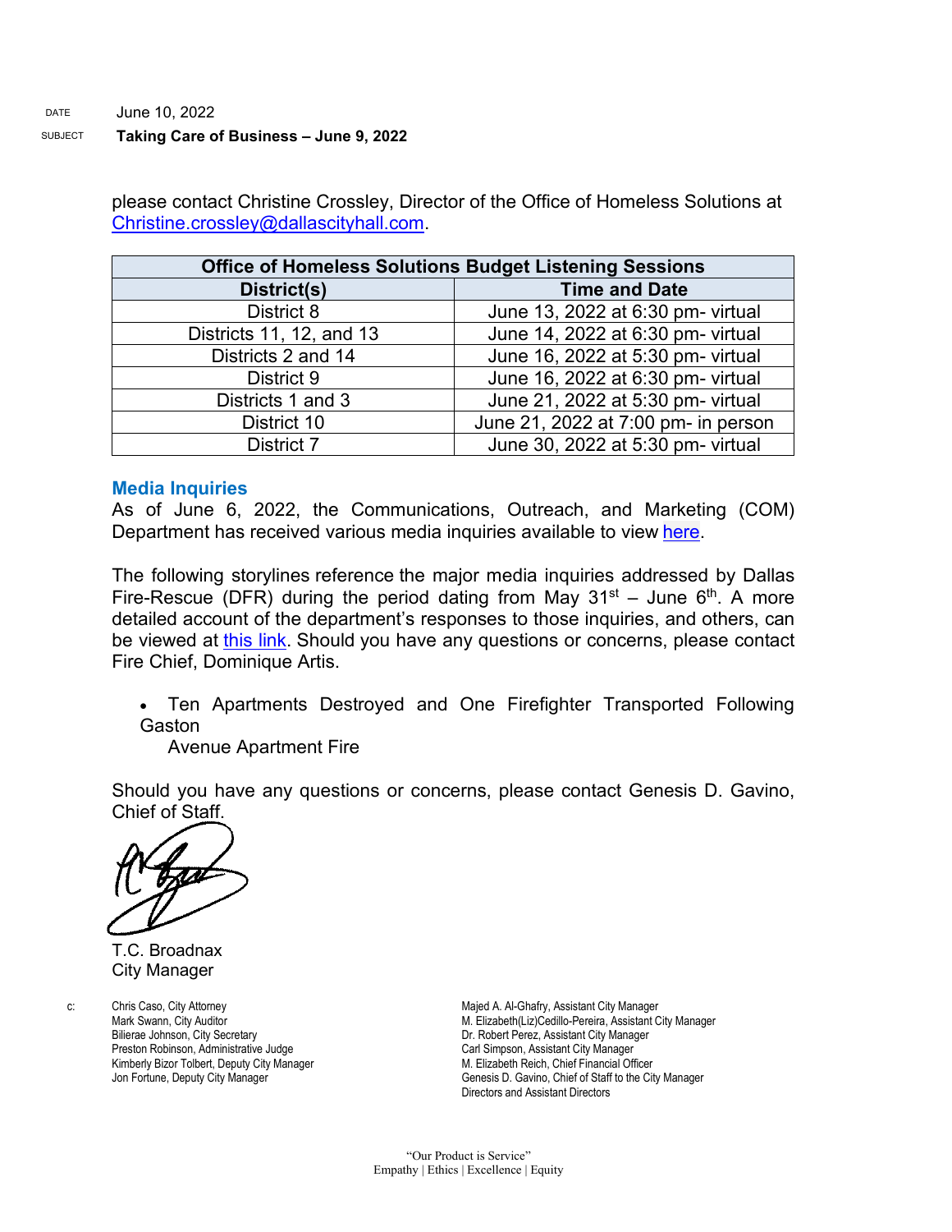DATE June 10, 2022

SUBJECT **Taking Care of Business – June 9, 2022**

please contact Christine Crossley, Director of the Office of Homeless Solutions at Christine.crossley@dallascityhall.com.

| Office of Homeless Solutions Budget Listening Sessions | |
|---|---|
| **District(s)** | **Time and Date** |
| District 8 | June 13, 2022 at 6:30 pm- virtual |
| Districts 11, 12, and 13 | June 14, 2022 at 6:30 pm- virtual |
| Districts 2 and 14 | June 16, 2022 at 5:30 pm- virtual |
| District 9 | June 16, 2022 at 6:30 pm- virtual |
| Districts 1 and 3 | June 21, 2022 at 5:30 pm- virtual |
| District 10 | June 21, 2022 at 7:00 pm- in person |
| District 7 | June 30, 2022 at 5:30 pm- virtual |

### Media Inquiries

As of June 6, 2022, the Communications, Outreach, and Marketing (COM) Department has received various media inquiries available to view here.

The following storylines reference the major media inquiries addressed by Dallas Fire-Rescue (DFR) during the period dating from May 31st – June 6th. A more detailed account of the department's responses to those inquiries, and others, can be viewed at this link. Should you have any questions or concerns, please contact Fire Chief, Dominique Artis.

- Ten Apartments Destroyed and One Firefighter Transported Following Gaston Avenue Apartment Fire

Should you have any questions or concerns, please contact Genesis D. Gavino, Chief of Staff.

T.C. Broadnax
City Manager

c:
Chris Caso, City Attorney
Mark Swann, City Auditor
Bilierae Johnson, City Secretary
Preston Robinson, Administrative Judge
Kimberly Bizor Tolbert, Deputy City Manager
Jon Fortune, Deputy City Manager
Majed A. Al-Ghafry, Assistant City Manager
M. Elizabeth(Liz)Cedillo-Pereira, Assistant City Manager
Dr. Robert Perez, Assistant City Manager
Carl Simpson, Assistant City Manager
M. Elizabeth Reich, Chief Financial Officer
Genesis D. Gavino, Chief of Staff to the City Manager
Directors and Assistant Directors

"Our Product is Service"
Empathy | Ethics | Excellence | Equity